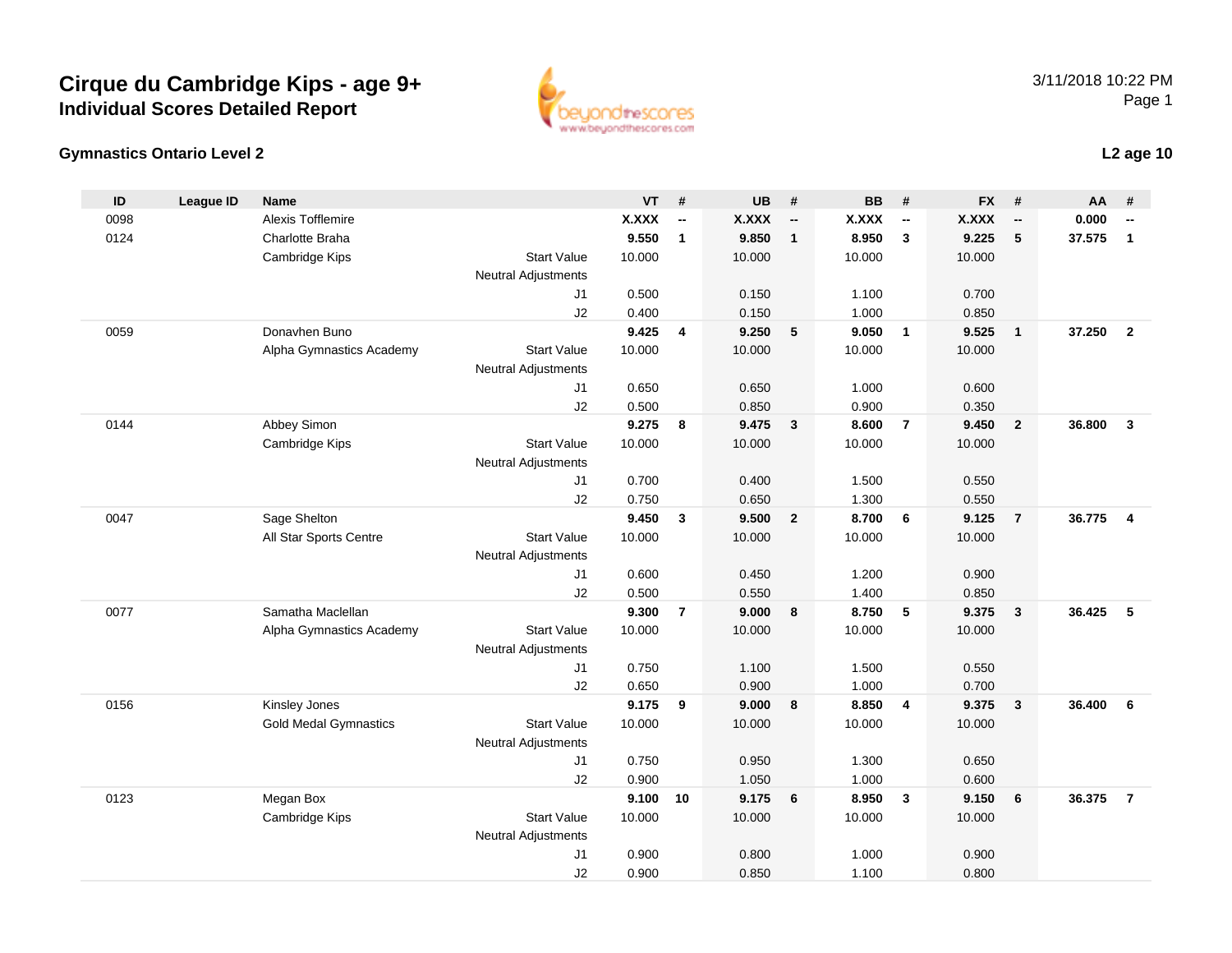# Cirque du Cambridge Kips - age 9+

## Individual Scores Detailed Report

3/11/2018 10:22 PM

### Gymnastics Ontario Level 2

**L2 age 10**

| ID | League ID | Name | | VT | # | UB | # | BB | # | FX | # | AA | # |
|---|---|---|---|---|---|---|---|---|---|---|---|---|---|
| 0098 | | Alexis Tofflemire | | X.XXX | -- | X.XXX | -- | X.XXX | -- | X.XXX | -- | 0.000 | -- |
| 0124 | | Charlotte Braha | | 9.550 | 1 | 9.850 | 1 | 8.950 | 3 | 9.225 | 5 | 37.575 | 1 |
| | | Cambridge Kips | Start Value | 10.000 | | 10.000 | | 10.000 | | 10.000 | | | |
| | | | Neutral Adjustments | | | | | | | | | | |
| | | | J1 | 0.500 | | 0.150 | | 1.100 | | 0.700 | | | |
| | | | J2 | 0.400 | | 0.150 | | 1.000 | | 0.850 | | | |
| 0059 | | Donavhen Buno | | 9.425 | 4 | 9.250 | 5 | 9.050 | 1 | 9.525 | 1 | 37.250 | 2 |
| | | Alpha Gymnastics Academy | Start Value | 10.000 | | 10.000 | | 10.000 | | 10.000 | | | |
| | | | Neutral Adjustments | | | | | | | | | | |
| | | | J1 | 0.650 | | 0.650 | | 1.000 | | 0.600 | | | |
| | | | J2 | 0.500 | | 0.850 | | 0.900 | | 0.350 | | | |
| 0144 | | Abbey Simon | | 9.275 | 8 | 9.475 | 3 | 8.600 | 7 | 9.450 | 2 | 36.800 | 3 |
| | | Cambridge Kips | Start Value | 10.000 | | 10.000 | | 10.000 | | 10.000 | | | |
| | | | Neutral Adjustments | | | | | | | | | | |
| | | | J1 | 0.700 | | 0.400 | | 1.500 | | 0.550 | | | |
| | | | J2 | 0.750 | | 0.650 | | 1.300 | | 0.550 | | | |
| 0047 | | Sage Shelton | | 9.450 | 3 | 9.500 | 2 | 8.700 | 6 | 9.125 | 7 | 36.775 | 4 |
| | | All Star Sports Centre | Start Value | 10.000 | | 10.000 | | 10.000 | | 10.000 | | | |
| | | | Neutral Adjustments | | | | | | | | | | |
| | | | J1 | 0.600 | | 0.450 | | 1.200 | | 0.900 | | | |
| | | | J2 | 0.500 | | 0.550 | | 1.400 | | 0.850 | | | |
| 0077 | | Samatha Maclellan | | 9.300 | 7 | 9.000 | 8 | 8.750 | 5 | 9.375 | 3 | 36.425 | 5 |
| | | Alpha Gymnastics Academy | Start Value | 10.000 | | 10.000 | | 10.000 | | 10.000 | | | |
| | | | Neutral Adjustments | | | | | | | | | | |
| | | | J1 | 0.750 | | 1.100 | | 1.500 | | 0.550 | | | |
| | | | J2 | 0.650 | | 0.900 | | 1.000 | | 0.700 | | | |
| 0156 | | Kinsley Jones | | 9.175 | 9 | 9.000 | 8 | 8.850 | 4 | 9.375 | 3 | 36.400 | 6 |
| | | Gold Medal Gymnastics | Start Value | 10.000 | | 10.000 | | 10.000 | | 10.000 | | | |
| | | | Neutral Adjustments | | | | | | | | | | |
| | | | J1 | 0.750 | | 0.950 | | 1.300 | | 0.650 | | | |
| | | | J2 | 0.900 | | 1.050 | | 1.000 | | 0.600 | | | |
| 0123 | | Megan Box | | 9.100 | 10 | 9.175 | 6 | 8.950 | 3 | 9.150 | 6 | 36.375 | 7 |
| | | Cambridge Kips | Start Value | 10.000 | | 10.000 | | 10.000 | | 10.000 | | | |
| | | | Neutral Adjustments | | | | | | | | | | |
| | | | J1 | 0.900 | | 0.800 | | 1.000 | | 0.900 | | | |
| | | | J2 | 0.900 | | 0.850 | | 1.100 | | 0.800 | | | |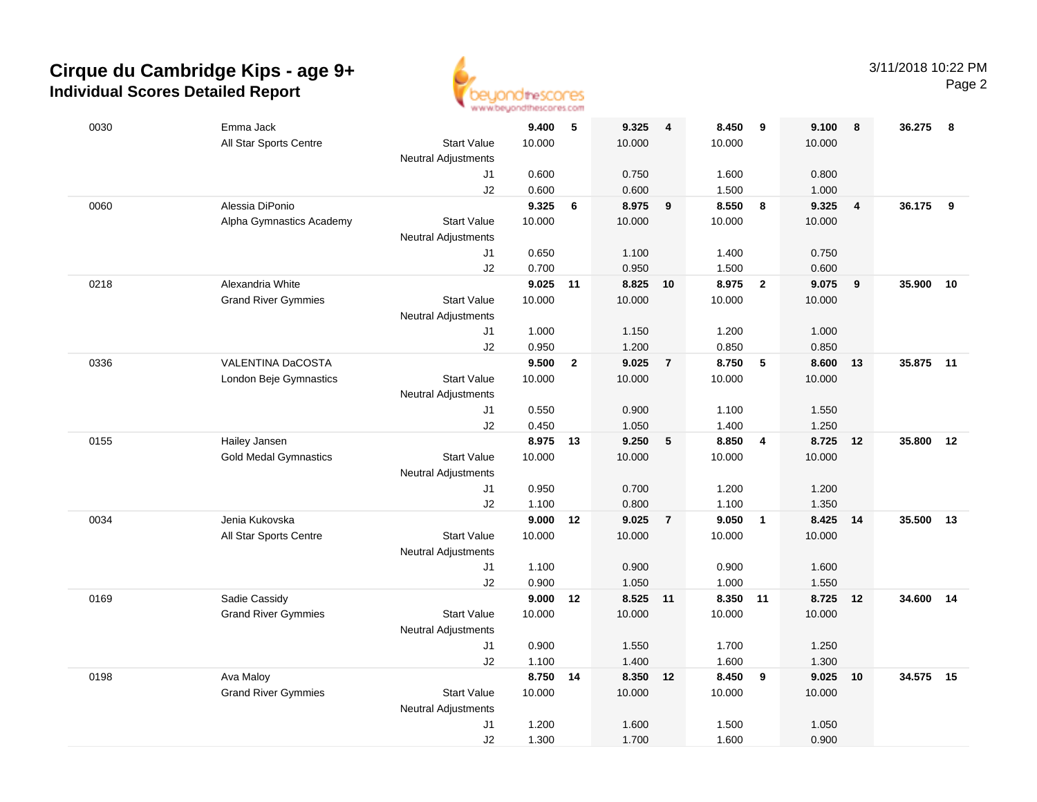# Cirque du Cambridge Kips - age 9+

## Individual Scores Detailed Report

3/11/2018 10:22 PM

| # | Name / Club | | Vault | Rank | Bars | Rank | Beam | Rank | Floor | Rank | AA | Rank |
|---|---|---|---|---|---|---|---|---|---|---|---|---|
| 0030 | Emma Jack | | **9.400** | **5** | **9.325** | **4** | **8.450** | **9** | **9.100** | **8** | **36.275** | **8** |
| | All Star Sports Centre | Start Value | 10.000 | | 10.000 | | 10.000 | | 10.000 | | | |
| | | Neutral Adjustments | | | | | | | | | | |
| | | J1 | 0.600 | | 0.750 | | 1.600 | | 0.800 | | | |
| | | J2 | 0.600 | | 0.600 | | 1.500 | | 1.000 | | | |
| 0060 | Alessia DiPonio | | **9.325** | **6** | **8.975** | **9** | **8.550** | **8** | **9.325** | **4** | **36.175** | **9** |
| | Alpha Gymnastics Academy | Start Value | 10.000 | | 10.000 | | 10.000 | | 10.000 | | | |
| | | Neutral Adjustments | | | | | | | | | | |
| | | J1 | 0.650 | | 1.100 | | 1.400 | | 0.750 | | | |
| | | J2 | 0.700 | | 0.950 | | 1.500 | | 0.600 | | | |
| 0218 | Alexandria White | | **9.025** | **11** | **8.825** | **10** | **8.975** | **2** | **9.075** | **9** | **35.900** | **10** |
| | Grand River Gymmies | Start Value | 10.000 | | 10.000 | | 10.000 | | 10.000 | | | |
| | | Neutral Adjustments | | | | | | | | | | |
| | | J1 | 1.000 | | 1.150 | | 1.200 | | 1.000 | | | |
| | | J2 | 0.950 | | 1.200 | | 0.850 | | 0.850 | | | |
| 0336 | VALENTINA DaCOSTA | | **9.500** | **2** | **9.025** | **7** | **8.750** | **5** | **8.600** | **13** | **35.875** | **11** |
| | London Beje Gymnastics | Start Value | 10.000 | | 10.000 | | 10.000 | | 10.000 | | | |
| | | Neutral Adjustments | | | | | | | | | | |
| | | J1 | 0.550 | | 0.900 | | 1.100 | | 1.550 | | | |
| | | J2 | 0.450 | | 1.050 | | 1.400 | | 1.250 | | | |
| 0155 | Hailey Jansen | | **8.975** | **13** | **9.250** | **5** | **8.850** | **4** | **8.725** | **12** | **35.800** | **12** |
| | Gold Medal Gymnastics | Start Value | 10.000 | | 10.000 | | 10.000 | | 10.000 | | | |
| | | Neutral Adjustments | | | | | | | | | | |
| | | J1 | 0.950 | | 0.700 | | 1.200 | | 1.200 | | | |
| | | J2 | 1.100 | | 0.800 | | 1.100 | | 1.350 | | | |
| 0034 | Jenia Kukovska | | **9.000** | **12** | **9.025** | **7** | **9.050** | **1** | **8.425** | **14** | **35.500** | **13** |
| | All Star Sports Centre | Start Value | 10.000 | | 10.000 | | 10.000 | | 10.000 | | | |
| | | Neutral Adjustments | | | | | | | | | | |
| | | J1 | 1.100 | | 0.900 | | 0.900 | | 1.600 | | | |
| | | J2 | 0.900 | | 1.050 | | 1.000 | | 1.550 | | | |
| 0169 | Sadie Cassidy | | **9.000** | **12** | **8.525** | **11** | **8.350** | **11** | **8.725** | **12** | **34.600** | **14** |
| | Grand River Gymmies | Start Value | 10.000 | | 10.000 | | 10.000 | | 10.000 | | | |
| | | Neutral Adjustments | | | | | | | | | | |
| | | J1 | 0.900 | | 1.550 | | 1.700 | | 1.250 | | | |
| | | J2 | 1.100 | | 1.400 | | 1.600 | | 1.300 | | | |
| 0198 | Ava Maloy | | **8.750** | **14** | **8.350** | **12** | **8.450** | **9** | **9.025** | **10** | **34.575** | **15** |
| | Grand River Gymmies | Start Value | 10.000 | | 10.000 | | 10.000 | | 10.000 | | | |
| | | Neutral Adjustments | | | | | | | | | | |
| | | J1 | 1.200 | | 1.600 | | 1.500 | | 1.050 | | | |
| | | J2 | 1.300 | | 1.700 | | 1.600 | | 0.900 | | | |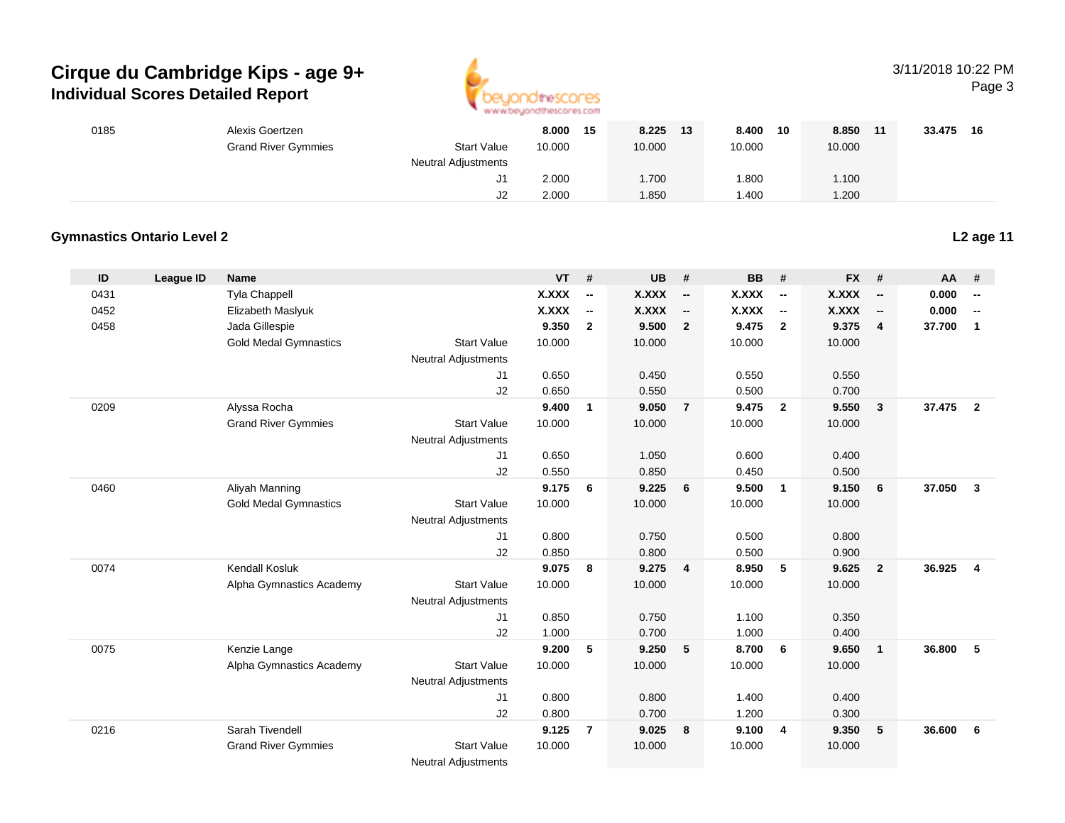# Cirque du Cambridge Kips - age 9+

## Individual Scores Detailed Report

| ID | League ID | Name | | VT | # | UB | # | BB | # | FX | # | AA | # |
|---|---|---|---|---|---|---|---|---|---|---|---|---|---|
| 0185 | | Alexis Goertzen | | **8.000** | **15** | **8.225** | **13** | **8.400** | **10** | **8.850** | **11** | **33.475** | **16** |
| | | Grand River Gymmies | Start Value | 10.000 | | 10.000 | | 10.000 | | 10.000 | | | |
| | | | Neutral Adjustments | | | | | | | | | | |
| | | | J1 | 2.000 | | 1.700 | | 1.800 | | 1.100 | | | |
| | | | J2 | 2.000 | | 1.850 | | 1.400 | | 1.200 | | | |

### Gymnastics Ontario Level 2

**L2 age 11**

| ID | League ID | Name | | VT | # | UB | # | BB | # | FX | # | AA | # |
|---|---|---|---|---|---|---|---|---|---|---|---|---|---|
| 0431 | | Tyla Chappell | | **X.XXX** | **--** | **X.XXX** | **--** | **X.XXX** | **--** | **X.XXX** | **--** | **0.000** | **--** |
| 0452 | | Elizabeth Maslyuk | | **X.XXX** | **--** | **X.XXX** | **--** | **X.XXX** | **--** | **X.XXX** | **--** | **0.000** | **--** |
| 0458 | | Jada Gillespie | | **9.350** | **2** | **9.500** | **2** | **9.475** | **2** | **9.375** | **4** | **37.700** | **1** |
| | | Gold Medal Gymnastics | Start Value | 10.000 | | 10.000 | | 10.000 | | 10.000 | | | |
| | | | Neutral Adjustments | | | | | | | | | | |
| | | | J1 | 0.650 | | 0.450 | | 0.550 | | 0.550 | | | |
| | | | J2 | 0.650 | | 0.550 | | 0.500 | | 0.700 | | | |
| 0209 | | Alyssa Rocha | | **9.400** | **1** | **9.050** | **7** | **9.475** | **2** | **9.550** | **3** | **37.475** | **2** |
| | | Grand River Gymmies | Start Value | 10.000 | | 10.000 | | 10.000 | | 10.000 | | | |
| | | | Neutral Adjustments | | | | | | | | | | |
| | | | J1 | 0.650 | | 1.050 | | 0.600 | | 0.400 | | | |
| | | | J2 | 0.550 | | 0.850 | | 0.450 | | 0.500 | | | |
| 0460 | | Aliyah Manning | | **9.175** | **6** | **9.225** | **6** | **9.500** | **1** | **9.150** | **6** | **37.050** | **3** |
| | | Gold Medal Gymnastics | Start Value | 10.000 | | 10.000 | | 10.000 | | 10.000 | | | |
| | | | Neutral Adjustments | | | | | | | | | | |
| | | | J1 | 0.800 | | 0.750 | | 0.500 | | 0.800 | | | |
| | | | J2 | 0.850 | | 0.800 | | 0.500 | | 0.900 | | | |
| 0074 | | Kendall Kosluk | | **9.075** | **8** | **9.275** | **4** | **8.950** | **5** | **9.625** | **2** | **36.925** | **4** |
| | | Alpha Gymnastics Academy | Start Value | 10.000 | | 10.000 | | 10.000 | | 10.000 | | | |
| | | | Neutral Adjustments | | | | | | | | | | |
| | | | J1 | 0.850 | | 0.750 | | 1.100 | | 0.350 | | | |
| | | | J2 | 1.000 | | 0.700 | | 1.000 | | 0.400 | | | |
| 0075 | | Kenzie Lange | | **9.200** | **5** | **9.250** | **5** | **8.700** | **6** | **9.650** | **1** | **36.800** | **5** |
| | | Alpha Gymnastics Academy | Start Value | 10.000 | | 10.000 | | 10.000 | | 10.000 | | | |
| | | | Neutral Adjustments | | | | | | | | | | |
| | | | J1 | 0.800 | | 0.800 | | 1.400 | | 0.400 | | | |
| | | | J2 | 0.800 | | 0.700 | | 1.200 | | 0.300 | | | |
| 0216 | | Sarah Tivendell | | **9.125** | **7** | **9.025** | **8** | **9.100** | **4** | **9.350** | **5** | **36.600** | **6** |
| | | Grand River Gymmies | Start Value | 10.000 | | 10.000 | | 10.000 | | 10.000 | | | |
| | | | Neutral Adjustments | | | | | | | | | | |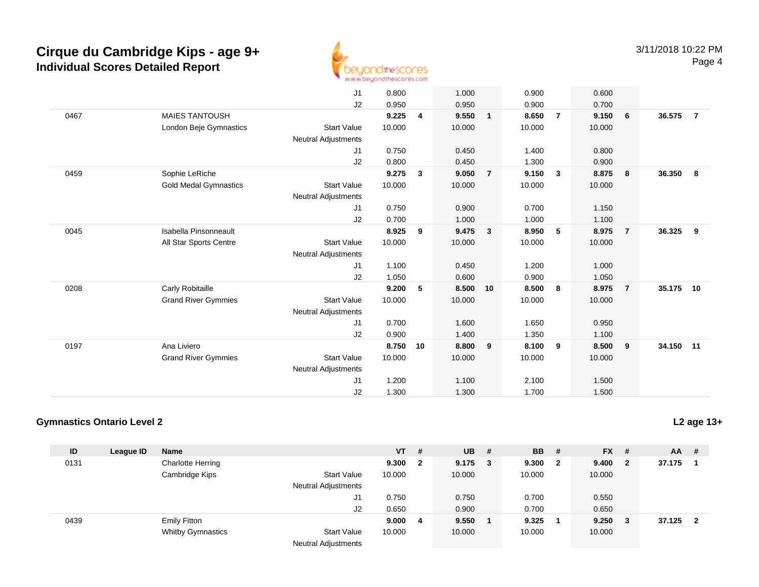# Cirque du Cambridge Kips - age 9+

## Individual Scores Detailed Report

| ID | League ID | Name | | VT | # | UB | # | BB | # | FX | # | AA | # |
|---|---|---|---|---|---|---|---|---|---|---|---|---|---|
| | | | J1 | 0.800 | | 1.000 | | 0.900 | | 0.600 | | | |
| | | | J2 | 0.950 | | 0.950 | | 0.900 | | 0.700 | | | |
| 0467 | | MAIES TANTOUSH | | **9.225** | **4** | **9.550** | **1** | **8.650** | **7** | **9.150** | **6** | **36.575** | **7** |
| | | London Beje Gymnastics | Start Value | 10.000 | | 10.000 | | 10.000 | | 10.000 | | | |
| | | | Neutral Adjustments | | | | | | | | | | |
| | | | J1 | 0.750 | | 0.450 | | 1.400 | | 0.800 | | | |
| | | | J2 | 0.800 | | 0.450 | | 1.300 | | 0.900 | | | |
| 0459 | | Sophie LeRiche | | **9.275** | **3** | **9.050** | **7** | **9.150** | **3** | **8.875** | **8** | **36.350** | **8** |
| | | Gold Medal Gymnastics | Start Value | 10.000 | | 10.000 | | 10.000 | | 10.000 | | | |
| | | | Neutral Adjustments | | | | | | | | | | |
| | | | J1 | 0.750 | | 0.900 | | 0.700 | | 1.150 | | | |
| | | | J2 | 0.700 | | 1.000 | | 1.000 | | 1.100 | | | |
| 0045 | | Isabella Pinsonneault | | **8.925** | **9** | **9.475** | **3** | **8.950** | **5** | **8.975** | **7** | **36.325** | **9** |
| | | All Star Sports Centre | Start Value | 10.000 | | 10.000 | | 10.000 | | 10.000 | | | |
| | | | Neutral Adjustments | | | | | | | | | | |
| | | | J1 | 1.100 | | 0.450 | | 1.200 | | 1.000 | | | |
| | | | J2 | 1.050 | | 0.600 | | 0.900 | | 1.050 | | | |
| 0208 | | Carly Robitaille | | **9.200** | **5** | **8.500** | **10** | **8.500** | **8** | **8.975** | **7** | **35.175** | **10** |
| | | Grand River Gymmies | Start Value | 10.000 | | 10.000 | | 10.000 | | 10.000 | | | |
| | | | Neutral Adjustments | | | | | | | | | | |
| | | | J1 | 0.700 | | 1.600 | | 1.650 | | 0.950 | | | |
| | | | J2 | 0.900 | | 1.400 | | 1.350 | | 1.100 | | | |
| 0197 | | Ana Liviero | | **8.750** | **10** | **8.800** | **9** | **8.100** | **9** | **8.500** | **9** | **34.150** | **11** |
| | | Grand River Gymmies | Start Value | 10.000 | | 10.000 | | 10.000 | | 10.000 | | | |
| | | | Neutral Adjustments | | | | | | | | | | |
| | | | J1 | 1.200 | | 1.100 | | 2.100 | | 1.500 | | | |
| | | | J2 | 1.300 | | 1.300 | | 1.700 | | 1.500 | | | |

### Gymnastics Ontario Level 2

**L2 age 13+**

| ID | League ID | Name | | VT | # | UB | # | BB | # | FX | # | AA | # |
|---|---|---|---|---|---|---|---|---|---|---|---|---|---|
| 0131 | | Charlotte Herring | | **9.300** | **2** | **9.175** | **3** | **9.300** | **2** | **9.400** | **2** | **37.175** | **1** |
| | | Cambridge Kips | Start Value | 10.000 | | 10.000 | | 10.000 | | 10.000 | | | |
| | | | Neutral Adjustments | | | | | | | | | | |
| | | | J1 | 0.750 | | 0.750 | | 0.700 | | 0.550 | | | |
| | | | J2 | 0.650 | | 0.900 | | 0.700 | | 0.650 | | | |
| 0439 | | Emily Fitton | | **9.000** | **4** | **9.550** | **1** | **9.325** | **1** | **9.250** | **3** | **37.125** | **2** |
| | | Whitby Gymnastics | Start Value | 10.000 | | 10.000 | | 10.000 | | 10.000 | | | |
| | | | Neutral Adjustments | | | | | | | | | | |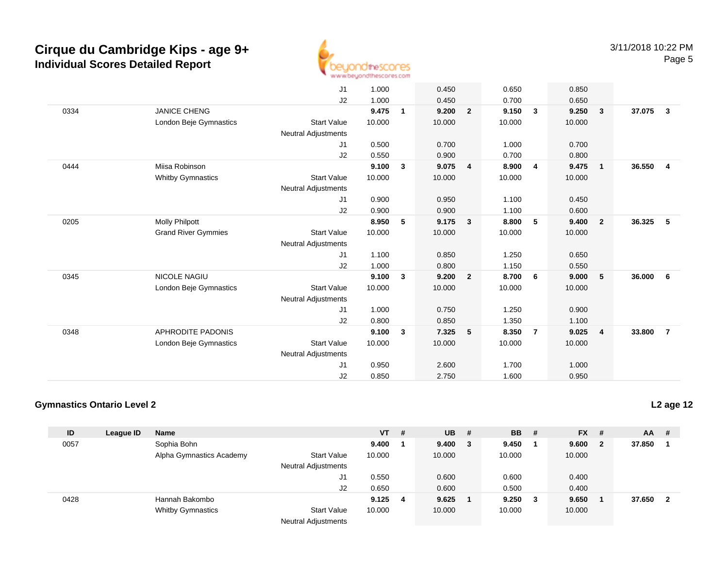# Cirque du Cambridge Kips - age 9+
## Individual Scores Detailed Report

| ID | League ID | Name | | VT | # | UB | # | BB | # | FX | # | AA | # |
|---|---|---|---|---|---|---|---|---|---|---|---|---|---|
| | | | J1 | 1.000 | | 0.450 | | 0.650 | | 0.850 | | | |
| | | | J2 | 1.000 | | 0.450 | | 0.700 | | 0.650 | | | |
| 0334 | | JANICE CHENG | | **9.475** | **1** | **9.200** | **2** | **9.150** | **3** | **9.250** | **3** | **37.075** | **3** |
| | | London Beje Gymnastics | Start Value | 10.000 | | 10.000 | | 10.000 | | 10.000 | | | |
| | | | Neutral Adjustments | | | | | | | | | | |
| | | | J1 | 0.500 | | 0.700 | | 1.000 | | 0.700 | | | |
| | | | J2 | 0.550 | | 0.900 | | 0.700 | | 0.800 | | | |
| 0444 | | Miisa Robinson | | **9.100** | **3** | **9.075** | **4** | **8.900** | **4** | **9.475** | **1** | **36.550** | **4** |
| | | Whitby Gymnastics | Start Value | 10.000 | | 10.000 | | 10.000 | | 10.000 | | | |
| | | | Neutral Adjustments | | | | | | | | | | |
| | | | J1 | 0.900 | | 0.950 | | 1.100 | | 0.450 | | | |
| | | | J2 | 0.900 | | 0.900 | | 1.100 | | 0.600 | | | |
| 0205 | | Molly Philpott | | **8.950** | **5** | **9.175** | **3** | **8.800** | **5** | **9.400** | **2** | **36.325** | **5** |
| | | Grand River Gymmies | Start Value | 10.000 | | 10.000 | | 10.000 | | 10.000 | | | |
| | | | Neutral Adjustments | | | | | | | | | | |
| | | | J1 | 1.100 | | 0.850 | | 1.250 | | 0.650 | | | |
| | | | J2 | 1.000 | | 0.800 | | 1.150 | | 0.550 | | | |
| 0345 | | NICOLE NAGIU | | **9.100** | **3** | **9.200** | **2** | **8.700** | **6** | **9.000** | **5** | **36.000** | **6** |
| | | London Beje Gymnastics | Start Value | 10.000 | | 10.000 | | 10.000 | | 10.000 | | | |
| | | | Neutral Adjustments | | | | | | | | | | |
| | | | J1 | 1.000 | | 0.750 | | 1.250 | | 0.900 | | | |
| | | | J2 | 0.800 | | 0.850 | | 1.350 | | 1.100 | | | |
| 0348 | | APHRODITE PADONIS | | **9.100** | **3** | **7.325** | **5** | **8.350** | **7** | **9.025** | **4** | **33.800** | **7** |
| | | London Beje Gymnastics | Start Value | 10.000 | | 10.000 | | 10.000 | | 10.000 | | | |
| | | | Neutral Adjustments | | | | | | | | | | |
| | | | J1 | 0.950 | | 2.600 | | 1.700 | | 1.000 | | | |
| | | | J2 | 0.850 | | 2.750 | | 1.600 | | 0.950 | | | |

### Gymnastics Ontario Level 2

**L2 age 12**

| ID | League ID | Name | | VT | # | UB | # | BB | # | FX | # | AA | # |
|---|---|---|---|---|---|---|---|---|---|---|---|---|---|
| 0057 | | Sophia Bohn | | **9.400** | **1** | **9.400** | **3** | **9.450** | **1** | **9.600** | **2** | **37.850** | **1** |
| | | Alpha Gymnastics Academy | Start Value | 10.000 | | 10.000 | | 10.000 | | 10.000 | | | |
| | | | Neutral Adjustments | | | | | | | | | | |
| | | | J1 | 0.550 | | 0.600 | | 0.600 | | 0.400 | | | |
| | | | J2 | 0.650 | | 0.600 | | 0.500 | | 0.400 | | | |
| 0428 | | Hannah Bakombo | | **9.125** | **4** | **9.625** | **1** | **9.250** | **3** | **9.650** | **1** | **37.650** | **2** |
| | | Whitby Gymnastics | Start Value | 10.000 | | 10.000 | | 10.000 | | 10.000 | | | |
| | | | Neutral Adjustments | | | | | | | | | | |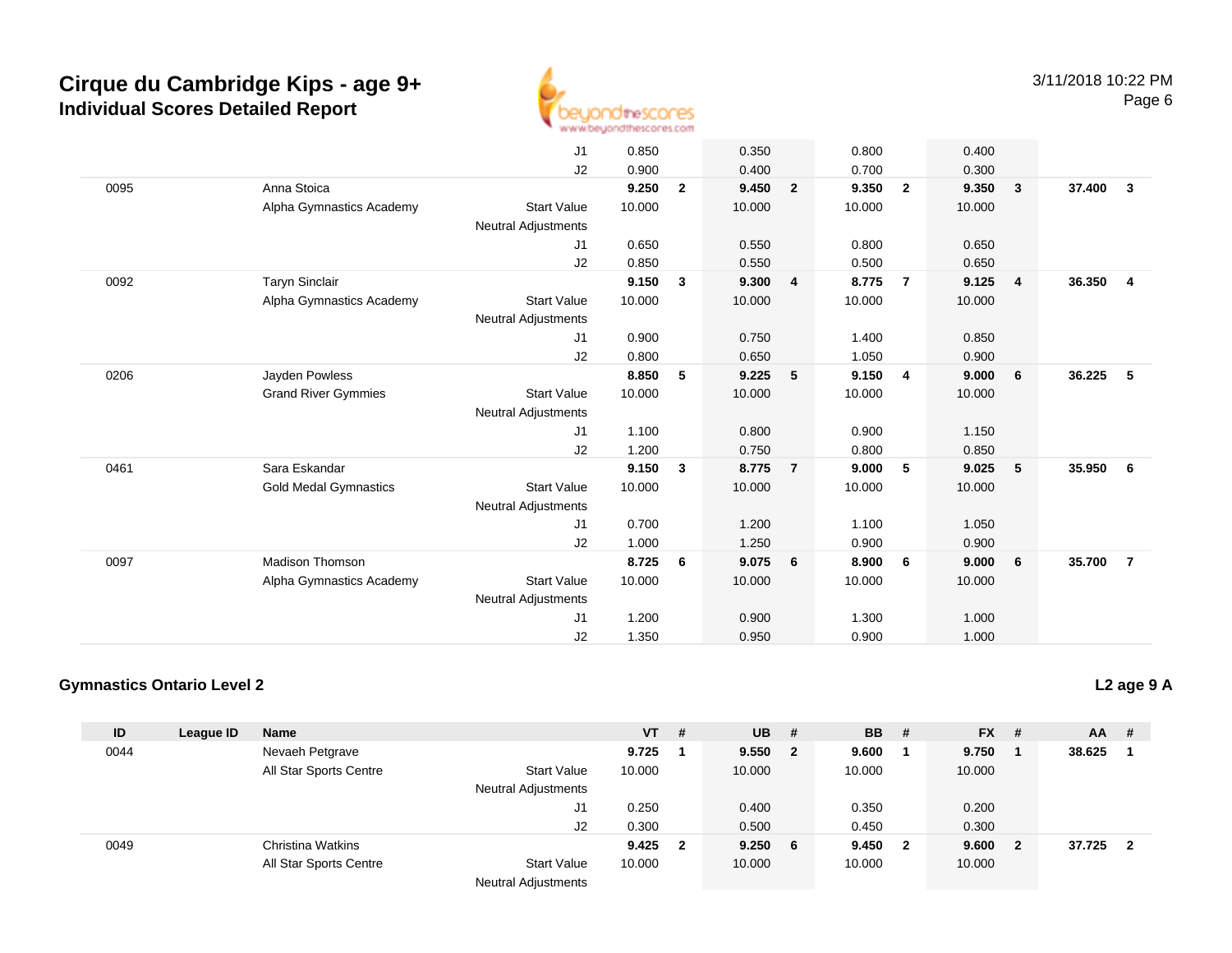# Cirque du Cambridge Kips - age 9+
## Individual Scores Detailed Report

| ID | League ID | Name | | VT | # | UB | # | BB | # | FX | # | AA | # |
|---|---|---|---|---|---|---|---|---|---|---|---|---|---|
| | | | J1 | 0.850 | | 0.350 | | 0.800 | | 0.400 | | | |
| | | | J2 | 0.900 | | 0.400 | | 0.700 | | 0.300 | | | |
| 0095 | | Anna Stoica | | **9.250** | **2** | **9.450** | **2** | **9.350** | **2** | **9.350** | **3** | **37.400** | **3** |
| | | Alpha Gymnastics Academy | Start Value | 10.000 | | 10.000 | | 10.000 | | 10.000 | | | |
| | | | Neutral Adjustments | | | | | | | | | | |
| | | | J1 | 0.650 | | 0.550 | | 0.800 | | 0.650 | | | |
| | | | J2 | 0.850 | | 0.550 | | 0.500 | | 0.650 | | | |
| 0092 | | Taryn Sinclair | | **9.150** | **3** | **9.300** | **4** | **8.775** | **7** | **9.125** | **4** | **36.350** | **4** |
| | | Alpha Gymnastics Academy | Start Value | 10.000 | | 10.000 | | 10.000 | | 10.000 | | | |
| | | | Neutral Adjustments | | | | | | | | | | |
| | | | J1 | 0.900 | | 0.750 | | 1.400 | | 0.850 | | | |
| | | | J2 | 0.800 | | 0.650 | | 1.050 | | 0.900 | | | |
| 0206 | | Jayden Powless | | **8.850** | **5** | **9.225** | **5** | **9.150** | **4** | **9.000** | **6** | **36.225** | **5** |
| | | Grand River Gymmies | Start Value | 10.000 | | 10.000 | | 10.000 | | 10.000 | | | |
| | | | Neutral Adjustments | | | | | | | | | | |
| | | | J1 | 1.100 | | 0.800 | | 0.900 | | 1.150 | | | |
| | | | J2 | 1.200 | | 0.750 | | 0.800 | | 0.850 | | | |
| 0461 | | Sara Eskandar | | **9.150** | **3** | **8.775** | **7** | **9.000** | **5** | **9.025** | **5** | **35.950** | **6** |
| | | Gold Medal Gymnastics | Start Value | 10.000 | | 10.000 | | 10.000 | | 10.000 | | | |
| | | | Neutral Adjustments | | | | | | | | | | |
| | | | J1 | 0.700 | | 1.200 | | 1.100 | | 1.050 | | | |
| | | | J2 | 1.000 | | 1.250 | | 0.900 | | 0.900 | | | |
| 0097 | | Madison Thomson | | **8.725** | **6** | **9.075** | **6** | **8.900** | **6** | **9.000** | **6** | **35.700** | **7** |
| | | Alpha Gymnastics Academy | Start Value | 10.000 | | 10.000 | | 10.000 | | 10.000 | | | |
| | | | Neutral Adjustments | | | | | | | | | | |
| | | | J1 | 1.200 | | 0.900 | | 1.300 | | 1.000 | | | |
| | | | J2 | 1.350 | | 0.950 | | 0.900 | | 1.000 | | | |

### Gymnastics Ontario Level 2

**L2 age 9 A**

| ID | League ID | Name | | VT | # | UB | # | BB | # | FX | # | AA | # |
|---|---|---|---|---|---|---|---|---|---|---|---|---|---|
| 0044 | | Nevaeh Petgrave | | **9.725** | **1** | **9.550** | **2** | **9.600** | **1** | **9.750** | **1** | **38.625** | **1** |
| | | All Star Sports Centre | Start Value | 10.000 | | 10.000 | | 10.000 | | 10.000 | | | |
| | | | Neutral Adjustments | | | | | | | | | | |
| | | | J1 | 0.250 | | 0.400 | | 0.350 | | 0.200 | | | |
| | | | J2 | 0.300 | | 0.500 | | 0.450 | | 0.300 | | | |
| 0049 | | Christina Watkins | | **9.425** | **2** | **9.250** | **6** | **9.450** | **2** | **9.600** | **2** | **37.725** | **2** |
| | | All Star Sports Centre | Start Value | 10.000 | | 10.000 | | 10.000 | | 10.000 | | | |
| | | | Neutral Adjustments | | | | | | | | | | |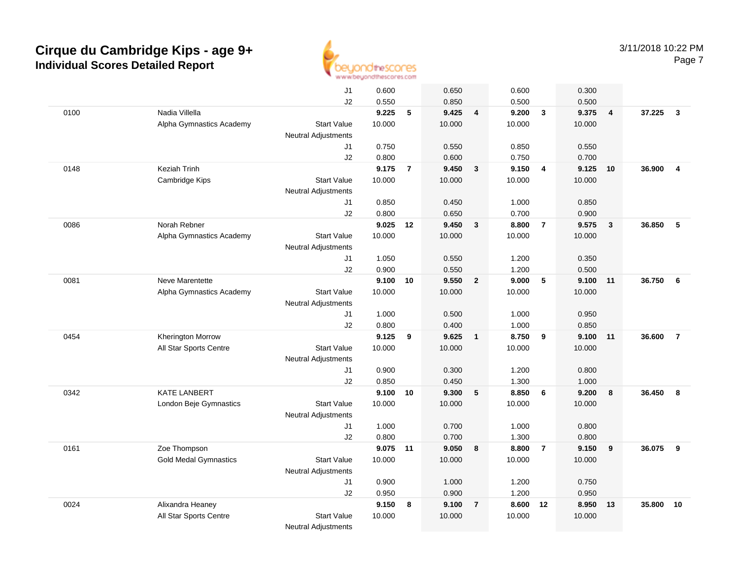# Cirque du Cambridge Kips - age 9+

## Individual Scores Detailed Report

3/11/2018 10:22 PM

| Num | Name / Club | | Vault | Rank | Bars | Rank | Beam | Rank | Floor | Rank | AA | Rank |
|---|---|---|---|---|---|---|---|---|---|---|---|---|
| | | J1 | 0.600 | | 0.650 | | 0.600 | | 0.300 | | | |
| | | J2 | 0.550 | | 0.850 | | 0.500 | | 0.500 | | | |
| 0100 | Nadia Villella | | **9.225** | **5** | **9.425** | **4** | **9.200** | **3** | **9.375** | **4** | **37.225** | **3** |
| | Alpha Gymnastics Academy | Start Value | 10.000 | | 10.000 | | 10.000 | | 10.000 | | | |
| | | Neutral Adjustments | | | | | | | | | | |
| | | J1 | 0.750 | | 0.550 | | 0.850 | | 0.550 | | | |
| | | J2 | 0.800 | | 0.600 | | 0.750 | | 0.700 | | | |
| 0148 | Keziah Trinh | | **9.175** | **7** | **9.450** | **3** | **9.150** | **4** | **9.125** | **10** | **36.900** | **4** |
| | Cambridge Kips | Start Value | 10.000 | | 10.000 | | 10.000 | | 10.000 | | | |
| | | Neutral Adjustments | | | | | | | | | | |
| | | J1 | 0.850 | | 0.450 | | 1.000 | | 0.850 | | | |
| | | J2 | 0.800 | | 0.650 | | 0.700 | | 0.900 | | | |
| 0086 | Norah Rebner | | **9.025** | **12** | **9.450** | **3** | **8.800** | **7** | **9.575** | **3** | **36.850** | **5** |
| | Alpha Gymnastics Academy | Start Value | 10.000 | | 10.000 | | 10.000 | | 10.000 | | | |
| | | Neutral Adjustments | | | | | | | | | | |
| | | J1 | 1.050 | | 0.550 | | 1.200 | | 0.350 | | | |
| | | J2 | 0.900 | | 0.550 | | 1.200 | | 0.500 | | | |
| 0081 | Neve Marentette | | **9.100** | **10** | **9.550** | **2** | **9.000** | **5** | **9.100** | **11** | **36.750** | **6** |
| | Alpha Gymnastics Academy | Start Value | 10.000 | | 10.000 | | 10.000 | | 10.000 | | | |
| | | Neutral Adjustments | | | | | | | | | | |
| | | J1 | 1.000 | | 0.500 | | 1.000 | | 0.950 | | | |
| | | J2 | 0.800 | | 0.400 | | 1.000 | | 0.850 | | | |
| 0454 | Kherington Morrow | | **9.125** | **9** | **9.625** | **1** | **8.750** | **9** | **9.100** | **11** | **36.600** | **7** |
| | All Star Sports Centre | Start Value | 10.000 | | 10.000 | | 10.000 | | 10.000 | | | |
| | | Neutral Adjustments | | | | | | | | | | |
| | | J1 | 0.900 | | 0.300 | | 1.200 | | 0.800 | | | |
| | | J2 | 0.850 | | 0.450 | | 1.300 | | 1.000 | | | |
| 0342 | KATE LANBERT | | **9.100** | **10** | **9.300** | **5** | **8.850** | **6** | **9.200** | **8** | **36.450** | **8** |
| | London Beje Gymnastics | Start Value | 10.000 | | 10.000 | | 10.000 | | 10.000 | | | |
| | | Neutral Adjustments | | | | | | | | | | |
| | | J1 | 1.000 | | 0.700 | | 1.000 | | 0.800 | | | |
| | | J2 | 0.800 | | 0.700 | | 1.300 | | 0.800 | | | |
| 0161 | Zoe Thompson | | **9.075** | **11** | **9.050** | **8** | **8.800** | **7** | **9.150** | **9** | **36.075** | **9** |
| | Gold Medal Gymnastics | Start Value | 10.000 | | 10.000 | | 10.000 | | 10.000 | | | |
| | | Neutral Adjustments | | | | | | | | | | |
| | | J1 | 0.900 | | 1.000 | | 1.200 | | 0.750 | | | |
| | | J2 | 0.950 | | 0.900 | | 1.200 | | 0.950 | | | |
| 0024 | Alixandra Heaney | | **9.150** | **8** | **9.100** | **7** | **8.600** | **12** | **8.950** | **13** | **35.800** | **10** |
| | All Star Sports Centre | Start Value | 10.000 | | 10.000 | | 10.000 | | 10.000 | | | |
| | | Neutral Adjustments | | | | | | | | | | |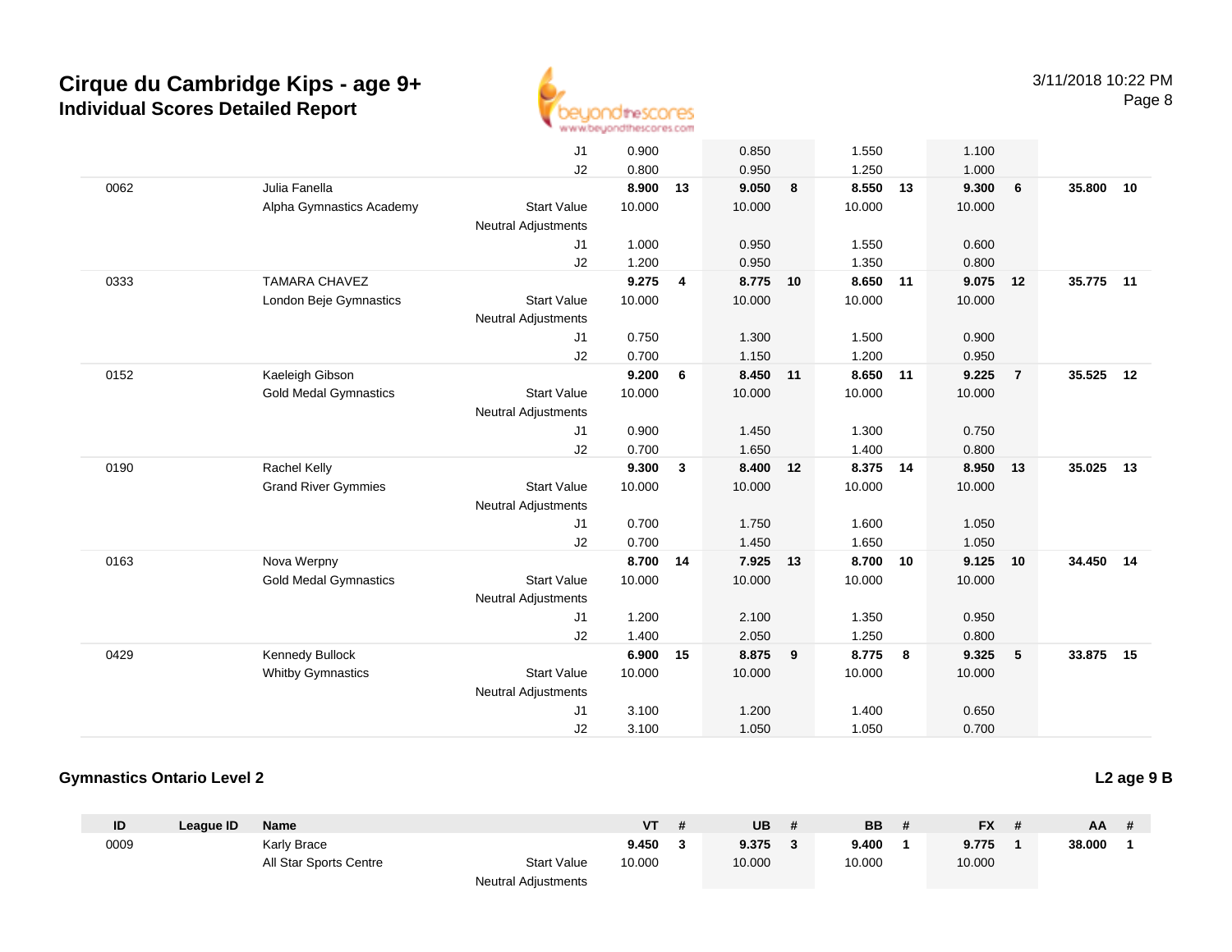# Cirque du Cambridge Kips - age 9+
## Individual Scores Detailed Report

3/11/2018 10:22 PM

| ID | League ID | Name | | VT | # | UB | # | BB | # | FX | # | AA | # |
|---|---|---|---|---|---|---|---|---|---|---|---|---|---|
| | | | J1 | 0.900 | | 0.850 | | 1.550 | | 1.100 | | | |
| | | | J2 | 0.800 | | 0.950 | | 1.250 | | 1.000 | | | |
| 0062 | | Julia Fanella | | **8.900** | **13** | **9.050** | **8** | **8.550** | **13** | **9.300** | **6** | **35.800** | **10** |
| | | Alpha Gymnastics Academy | Start Value | 10.000 | | 10.000 | | 10.000 | | 10.000 | | | |
| | | | Neutral Adjustments | | | | | | | | | | |
| | | | J1 | 1.000 | | 0.950 | | 1.550 | | 0.600 | | | |
| | | | J2 | 1.200 | | 0.950 | | 1.350 | | 0.800 | | | |
| 0333 | | TAMARA CHAVEZ | | **9.275** | **4** | **8.775** | **10** | **8.650** | **11** | **9.075** | **12** | **35.775** | **11** |
| | | London Beje Gymnastics | Start Value | 10.000 | | 10.000 | | 10.000 | | 10.000 | | | |
| | | | Neutral Adjustments | | | | | | | | | | |
| | | | J1 | 0.750 | | 1.300 | | 1.500 | | 0.900 | | | |
| | | | J2 | 0.700 | | 1.150 | | 1.200 | | 0.950 | | | |
| 0152 | | Kaeleigh Gibson | | **9.200** | **6** | **8.450** | **11** | **8.650** | **11** | **9.225** | **7** | **35.525** | **12** |
| | | Gold Medal Gymnastics | Start Value | 10.000 | | 10.000 | | 10.000 | | 10.000 | | | |
| | | | Neutral Adjustments | | | | | | | | | | |
| | | | J1 | 0.900 | | 1.450 | | 1.300 | | 0.750 | | | |
| | | | J2 | 0.700 | | 1.650 | | 1.400 | | 0.800 | | | |
| 0190 | | Rachel Kelly | | **9.300** | **3** | **8.400** | **12** | **8.375** | **14** | **8.950** | **13** | **35.025** | **13** |
| | | Grand River Gymmies | Start Value | 10.000 | | 10.000 | | 10.000 | | 10.000 | | | |
| | | | Neutral Adjustments | | | | | | | | | | |
| | | | J1 | 0.700 | | 1.750 | | 1.600 | | 1.050 | | | |
| | | | J2 | 0.700 | | 1.450 | | 1.650 | | 1.050 | | | |
| 0163 | | Nova Werpny | | **8.700** | **14** | **7.925** | **13** | **8.700** | **10** | **9.125** | **10** | **34.450** | **14** |
| | | Gold Medal Gymnastics | Start Value | 10.000 | | 10.000 | | 10.000 | | 10.000 | | | |
| | | | Neutral Adjustments | | | | | | | | | | |
| | | | J1 | 1.200 | | 2.100 | | 1.350 | | 0.950 | | | |
| | | | J2 | 1.400 | | 2.050 | | 1.250 | | 0.800 | | | |
| 0429 | | Kennedy Bullock | | **6.900** | **15** | **8.875** | **9** | **8.775** | **8** | **9.325** | **5** | **33.875** | **15** |
| | | Whitby Gymnastics | Start Value | 10.000 | | 10.000 | | 10.000 | | 10.000 | | | |
| | | | Neutral Adjustments | | | | | | | | | | |
| | | | J1 | 3.100 | | 1.200 | | 1.400 | | 0.650 | | | |
| | | | J2 | 3.100 | | 1.050 | | 1.050 | | 0.700 | | | |

### Gymnastics Ontario Level 2

**L2 age 9 B**

| ID | League ID | Name | | VT | # | UB | # | BB | # | FX | # | AA | # |
|---|---|---|---|---|---|---|---|---|---|---|---|---|---|
| 0009 | | Karly Brace | | **9.450** | **3** | **9.375** | **3** | **9.400** | **1** | **9.775** | **1** | **38.000** | **1** |
| | | All Star Sports Centre | Start Value | 10.000 | | 10.000 | | 10.000 | | 10.000 | | | |
| | | | Neutral Adjustments | | | | | | | | | | |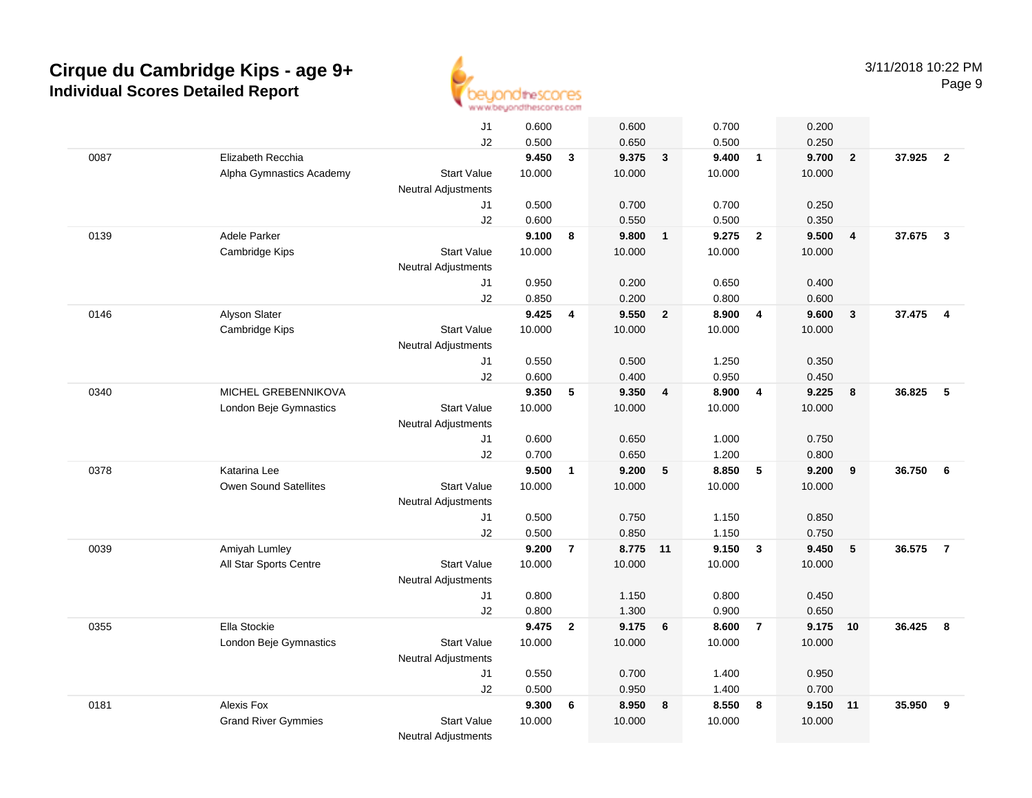# Cirque du Cambridge Kips - age 9+

## Individual Scores Detailed Report

3/11/2018 10:22 PM

| # | Name / Club | | Vault | Rank | Bars | Rank | Beam | Rank | Floor | Rank | AA | Rank |
|---|---|---|---|---|---|---|---|---|---|---|---|---|
| | | J1 | 0.600 | | 0.600 | | 0.700 | | 0.200 | | | |
| | | J2 | 0.500 | | 0.650 | | 0.500 | | 0.250 | | | |
| 0087 | Elizabeth Recchia | | **9.450** | **3** | **9.375** | **3** | **9.400** | **1** | **9.700** | **2** | **37.925** | **2** |
| | Alpha Gymnastics Academy | Start Value | 10.000 | | 10.000 | | 10.000 | | 10.000 | | | |
| | | Neutral Adjustments | | | | | | | | | | |
| | | J1 | 0.500 | | 0.700 | | 0.700 | | 0.250 | | | |
| | | J2 | 0.600 | | 0.550 | | 0.500 | | 0.350 | | | |
| 0139 | Adele Parker | | **9.100** | **8** | **9.800** | **1** | **9.275** | **2** | **9.500** | **4** | **37.675** | **3** |
| | Cambridge Kips | Start Value | 10.000 | | 10.000 | | 10.000 | | 10.000 | | | |
| | | Neutral Adjustments | | | | | | | | | | |
| | | J1 | 0.950 | | 0.200 | | 0.650 | | 0.400 | | | |
| | | J2 | 0.850 | | 0.200 | | 0.800 | | 0.600 | | | |
| 0146 | Alyson Slater | | **9.425** | **4** | **9.550** | **2** | **8.900** | **4** | **9.600** | **3** | **37.475** | **4** |
| | Cambridge Kips | Start Value | 10.000 | | 10.000 | | 10.000 | | 10.000 | | | |
| | | Neutral Adjustments | | | | | | | | | | |
| | | J1 | 0.550 | | 0.500 | | 1.250 | | 0.350 | | | |
| | | J2 | 0.600 | | 0.400 | | 0.950 | | 0.450 | | | |
| 0340 | MICHEL GREBENNIKOVA | | **9.350** | **5** | **9.350** | **4** | **8.900** | **4** | **9.225** | **8** | **36.825** | **5** |
| | London Beje Gymnastics | Start Value | 10.000 | | 10.000 | | 10.000 | | 10.000 | | | |
| | | Neutral Adjustments | | | | | | | | | | |
| | | J1 | 0.600 | | 0.650 | | 1.000 | | 0.750 | | | |
| | | J2 | 0.700 | | 0.650 | | 1.200 | | 0.800 | | | |
| 0378 | Katarina Lee | | **9.500** | **1** | **9.200** | **5** | **8.850** | **5** | **9.200** | **9** | **36.750** | **6** |
| | Owen Sound Satellites | Start Value | 10.000 | | 10.000 | | 10.000 | | 10.000 | | | |
| | | Neutral Adjustments | | | | | | | | | | |
| | | J1 | 0.500 | | 0.750 | | 1.150 | | 0.850 | | | |
| | | J2 | 0.500 | | 0.850 | | 1.150 | | 0.750 | | | |
| 0039 | Amiyah Lumley | | **9.200** | **7** | **8.775** | **11** | **9.150** | **3** | **9.450** | **5** | **36.575** | **7** |
| | All Star Sports Centre | Start Value | 10.000 | | 10.000 | | 10.000 | | 10.000 | | | |
| | | Neutral Adjustments | | | | | | | | | | |
| | | J1 | 0.800 | | 1.150 | | 0.800 | | 0.450 | | | |
| | | J2 | 0.800 | | 1.300 | | 0.900 | | 0.650 | | | |
| 0355 | Ella Stockie | | **9.475** | **2** | **9.175** | **6** | **8.600** | **7** | **9.175** | **10** | **36.425** | **8** |
| | London Beje Gymnastics | Start Value | 10.000 | | 10.000 | | 10.000 | | 10.000 | | | |
| | | Neutral Adjustments | | | | | | | | | | |
| | | J1 | 0.550 | | 0.700 | | 1.400 | | 0.950 | | | |
| | | J2 | 0.500 | | 0.950 | | 1.400 | | 0.700 | | | |
| 0181 | Alexis Fox | | **9.300** | **6** | **8.950** | **8** | **8.550** | **8** | **9.150** | **11** | **35.950** | **9** |
| | Grand River Gymmies | Start Value | 10.000 | | 10.000 | | 10.000 | | 10.000 | | | |
| | | Neutral Adjustments | | | | | | | | | | |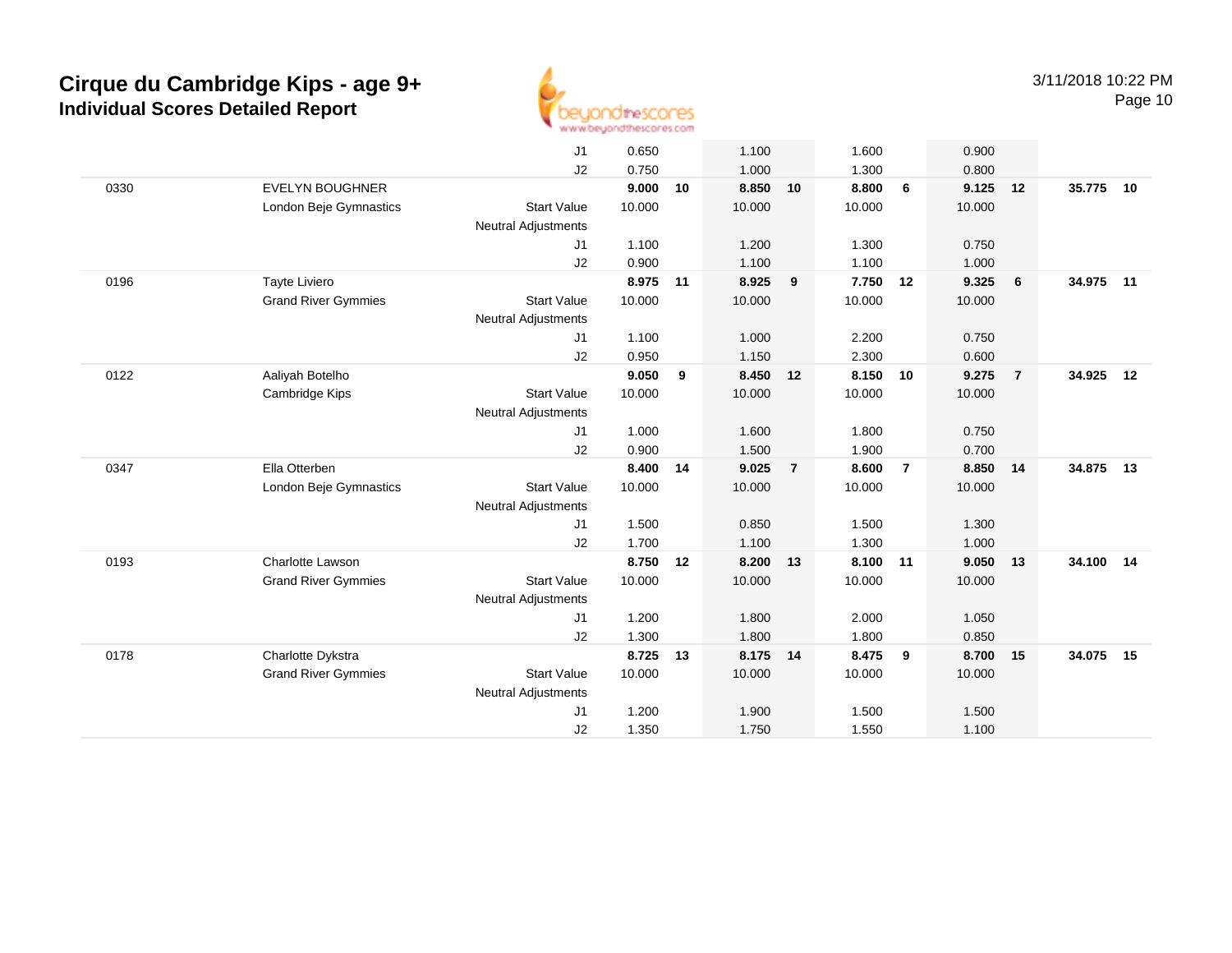# Cirque du Cambridge Kips - age 9+

## Individual Scores Detailed Report

3/11/2018 10:22 PM

| | | | | | | | | | | | | |
|---|---|---|---|---|---|---|---|---|---|---|---|---|
| | | J1 | 0.650 | | 1.100 | | 1.600 | | 0.900 | | | |
| | | J2 | 0.750 | | 1.000 | | 1.300 | | 0.800 | | | |
| 0330 | EVELYN BOUGHNER | | **9.000** | **10** | **8.850** | **10** | **8.800** | **6** | **9.125** | **12** | **35.775** | **10** |
| | London Beje Gymnastics | Start Value | 10.000 | | 10.000 | | 10.000 | | 10.000 | | | |
| | | Neutral Adjustments | | | | | | | | | | |
| | | J1 | 1.100 | | 1.200 | | 1.300 | | 0.750 | | | |
| | | J2 | 0.900 | | 1.100 | | 1.100 | | 1.000 | | | |
| 0196 | Tayte Liviero | | **8.975** | **11** | **8.925** | **9** | **7.750** | **12** | **9.325** | **6** | **34.975** | **11** |
| | Grand River Gymmies | Start Value | 10.000 | | 10.000 | | 10.000 | | 10.000 | | | |
| | | Neutral Adjustments | | | | | | | | | | |
| | | J1 | 1.100 | | 1.000 | | 2.200 | | 0.750 | | | |
| | | J2 | 0.950 | | 1.150 | | 2.300 | | 0.600 | | | |
| 0122 | Aaliyah Botelho | | **9.050** | **9** | **8.450** | **12** | **8.150** | **10** | **9.275** | **7** | **34.925** | **12** |
| | Cambridge Kips | Start Value | 10.000 | | 10.000 | | 10.000 | | 10.000 | | | |
| | | Neutral Adjustments | | | | | | | | | | |
| | | J1 | 1.000 | | 1.600 | | 1.800 | | 0.750 | | | |
| | | J2 | 0.900 | | 1.500 | | 1.900 | | 0.700 | | | |
| 0347 | Ella Otterben | | **8.400** | **14** | **9.025** | **7** | **8.600** | **7** | **8.850** | **14** | **34.875** | **13** |
| | London Beje Gymnastics | Start Value | 10.000 | | 10.000 | | 10.000 | | 10.000 | | | |
| | | Neutral Adjustments | | | | | | | | | | |
| | | J1 | 1.500 | | 0.850 | | 1.500 | | 1.300 | | | |
| | | J2 | 1.700 | | 1.100 | | 1.300 | | 1.000 | | | |
| 0193 | Charlotte Lawson | | **8.750** | **12** | **8.200** | **13** | **8.100** | **11** | **9.050** | **13** | **34.100** | **14** |
| | Grand River Gymmies | Start Value | 10.000 | | 10.000 | | 10.000 | | 10.000 | | | |
| | | Neutral Adjustments | | | | | | | | | | |
| | | J1 | 1.200 | | 1.800 | | 2.000 | | 1.050 | | | |
| | | J2 | 1.300 | | 1.800 | | 1.800 | | 0.850 | | | |
| 0178 | Charlotte Dykstra | | **8.725** | **13** | **8.175** | **14** | **8.475** | **9** | **8.700** | **15** | **34.075** | **15** |
| | Grand River Gymmies | Start Value | 10.000 | | 10.000 | | 10.000 | | 10.000 | | | |
| | | Neutral Adjustments | | | | | | | | | | |
| | | J1 | 1.200 | | 1.900 | | 1.500 | | 1.500 | | | |
| | | J2 | 1.350 | | 1.750 | | 1.550 | | 1.100 | | | |